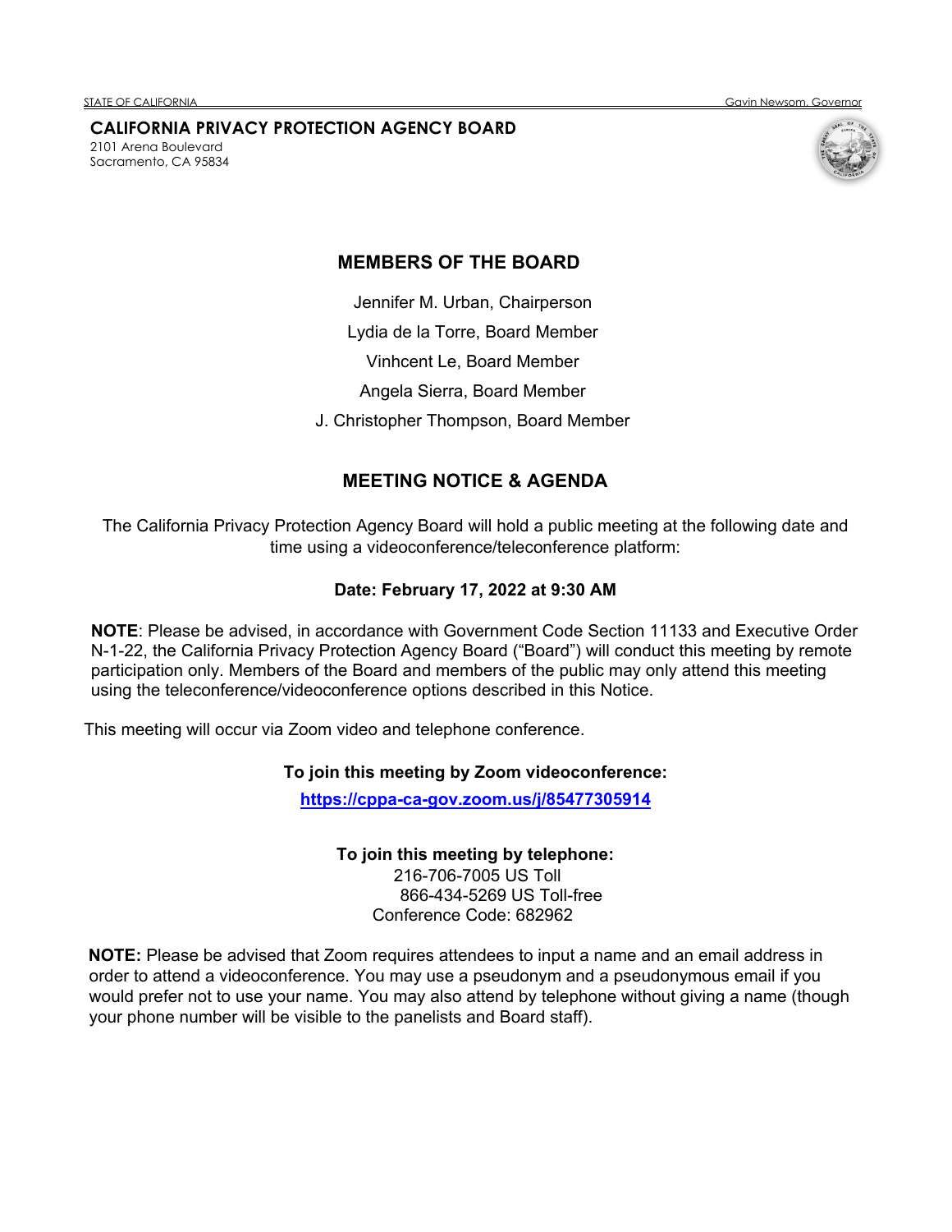STATE OF CALIFORNIA Gavin Newsom, Governor

**CALIFORNIA PRIVACY PROTECTION AGENCY BOARD**
2101 Arena Boulevard
Sacramento, CA 95834

## MEMBERS OF THE BOARD

Jennifer M. Urban, Chairperson

Lydia de la Torre, Board Member

Vinhcent Le, Board Member

Angela Sierra, Board Member

J. Christopher Thompson, Board Member

## MEETING NOTICE & AGENDA

The California Privacy Protection Agency Board will hold a public meeting at the following date and time using a videoconference/teleconference platform:

**Date: February 17, 2022 at 9:30 AM**

**NOTE**: Please be advised, in accordance with Government Code Section 11133 and Executive Order N-1-22, the California Privacy Protection Agency Board ("Board") will conduct this meeting by remote participation only. Members of the Board and members of the public may only attend this meeting using the teleconference/videoconference options described in this Notice.

This meeting will occur via Zoom video and telephone conference.

**To join this meeting by Zoom videoconference:**

**https://cppa-ca-gov.zoom.us/j/85477305914**

**To join this meeting by telephone:**
216-706-7005 US Toll
866-434-5269 US Toll-free
Conference Code: 682962

**NOTE:** Please be advised that Zoom requires attendees to input a name and an email address in order to attend a videoconference. You may use a pseudonym and a pseudonymous email if you would prefer not to use your name. You may also attend by telephone without giving a name (though your phone number will be visible to the panelists and Board staff).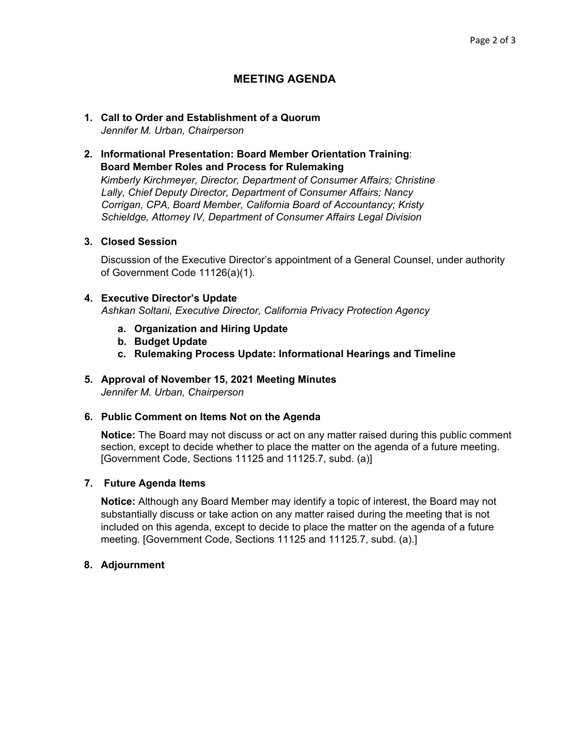# MEETING AGENDA

1. **Call to Order and Establishment of a Quorum**
   *Jennifer M. Urban, Chairperson*

2. **Informational Presentation: Board Member Orientation Training**:
   **Board Member Roles and Process for Rulemaking**
   *Kimberly Kirchmeyer, Director, Department of Consumer Affairs; Christine Lally, Chief Deputy Director, Department of Consumer Affairs; Nancy Corrigan, CPA, Board Member, California Board of Accountancy; Kristy Schieldge, Attorney IV, Department of Consumer Affairs Legal Division*

3. **Closed Session**

   Discussion of the Executive Director's appointment of a General Counsel, under authority of Government Code 11126(a)(1).

4. **Executive Director's Update**
   *Ashkan Soltani, Executive Director, California Privacy Protection Agency*

   a. **Organization and Hiring Update**
   b. **Budget Update**
   c. **Rulemaking Process Update: Informational Hearings and Timeline**

5. **Approval of November 15, 2021 Meeting Minutes**
   *Jennifer M. Urban, Chairperson*

6. **Public Comment on Items Not on the Agenda**

   **Notice:** The Board may not discuss or act on any matter raised during this public comment section, except to decide whether to place the matter on the agenda of a future meeting. [Government Code, Sections 11125 and 11125.7, subd. (a)]

7. **Future Agenda Items**

   **Notice:** Although any Board Member may identify a topic of interest, the Board may not substantially discuss or take action on any matter raised during the meeting that is not included on this agenda, except to decide to place the matter on the agenda of a future meeting. [Government Code, Sections 11125 and 11125.7, subd. (a).]

8. **Adjournment**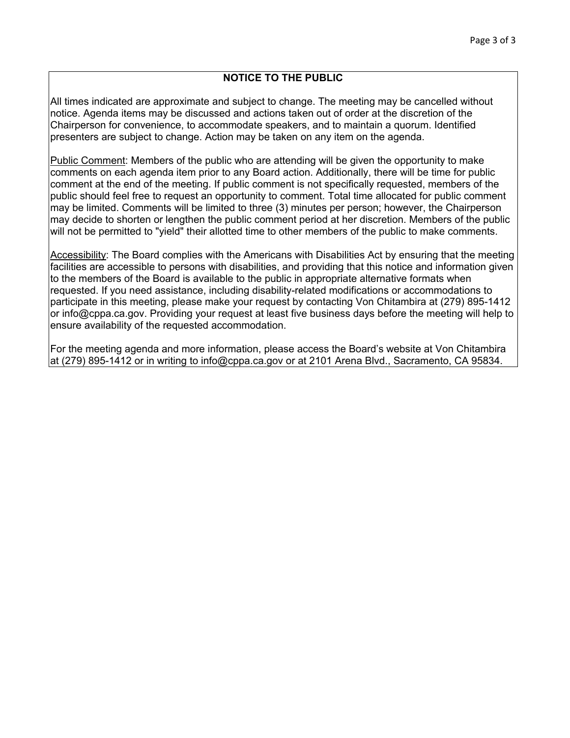## NOTICE TO THE PUBLIC

All times indicated are approximate and subject to change. The meeting may be cancelled without notice. Agenda items may be discussed and actions taken out of order at the discretion of the Chairperson for convenience, to accommodate speakers, and to maintain a quorum. Identified presenters are subject to change. Action may be taken on any item on the agenda.

Public Comment: Members of the public who are attending will be given the opportunity to make comments on each agenda item prior to any Board action. Additionally, there will be time for public comment at the end of the meeting. If public comment is not specifically requested, members of the public should feel free to request an opportunity to comment. Total time allocated for public comment may be limited. Comments will be limited to three (3) minutes per person; however, the Chairperson may decide to shorten or lengthen the public comment period at her discretion. Members of the public will not be permitted to "yield" their allotted time to other members of the public to make comments.

Accessibility: The Board complies with the Americans with Disabilities Act by ensuring that the meeting facilities are accessible to persons with disabilities, and providing that this notice and information given to the members of the Board is available to the public in appropriate alternative formats when requested. If you need assistance, including disability-related modifications or accommodations to participate in this meeting, please make your request by contacting Von Chitambira at (279) 895-1412 or info@cppa.ca.gov. Providing your request at least five business days before the meeting will help to ensure availability of the requested accommodation.

For the meeting agenda and more information, please access the Board's website at Von Chitambira at (279) 895-1412 or in writing to info@cppa.ca.gov or at 2101 Arena Blvd., Sacramento, CA 95834.